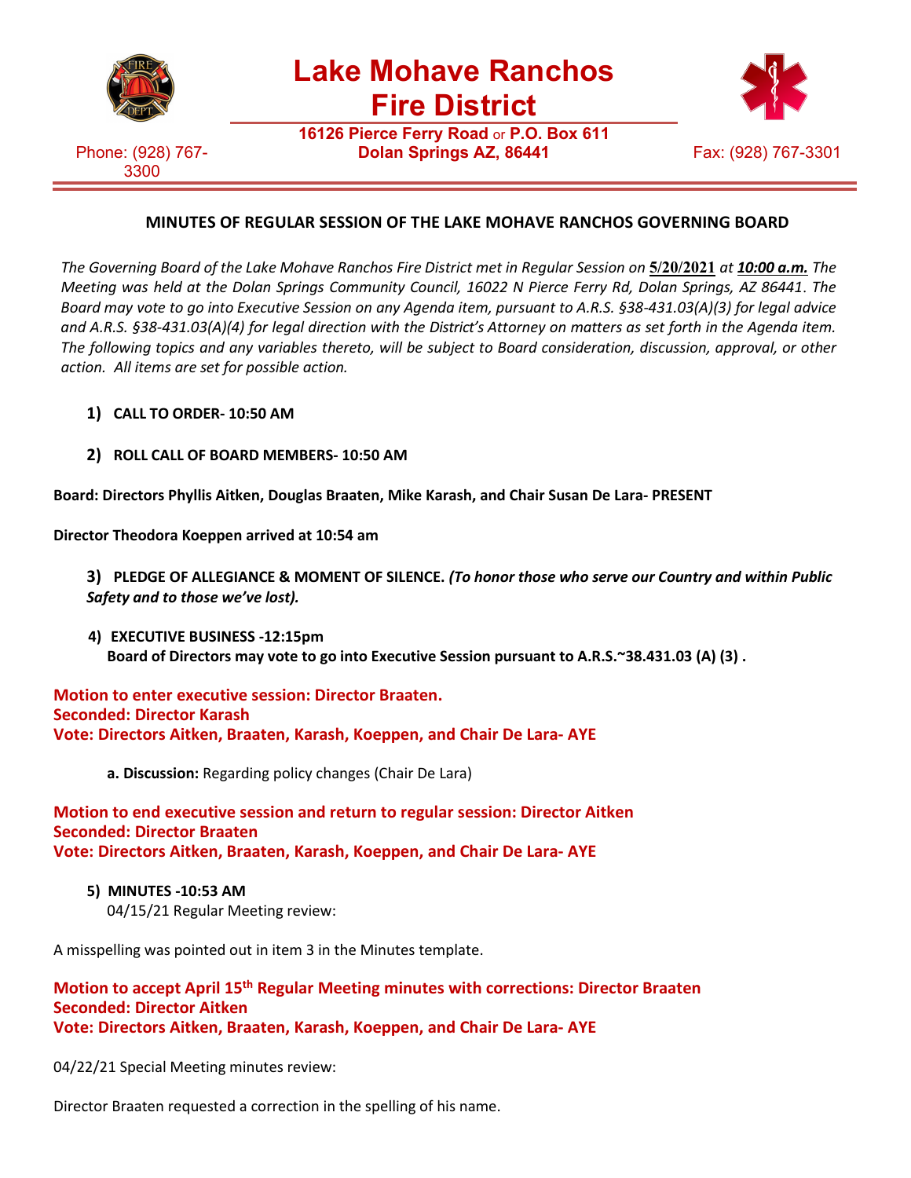# Lake Mohave Ranchos Fire District

**16126 Pierce Ferry Road** or **P.O. Box 611**
**Dolan Springs AZ, 86441**

Phone: (928) 767-3300

Fax: (928) 767-3301

## MINUTES OF REGULAR SESSION OF THE LAKE MOHAVE RANCHOS GOVERNING BOARD

*The Governing Board of the Lake Mohave Ranchos Fire District met in Regular Session on* **5/20/2021** *at* ***10:00 a.m.*** *The Meeting was held at the Dolan Springs Community Council, 16022 N Pierce Ferry Rd, Dolan Springs, AZ 86441. The Board may vote to go into Executive Session on any Agenda item, pursuant to A.R.S. §38-431.03(A)(3) for legal advice and A.R.S. §38-431.03(A)(4) for legal direction with the District's Attorney on matters as set forth in the Agenda item. The following topics and any variables thereto, will be subject to Board consideration, discussion, approval, or other action. All items are set for possible action.*

1) **CALL TO ORDER- 10:50 AM**

2) **ROLL CALL OF BOARD MEMBERS- 10:50 AM**

**Board: Directors Phyllis Aitken, Douglas Braaten, Mike Karash, and Chair Susan De Lara- PRESENT**

**Director Theodora Koeppen arrived at 10:54 am**

3) **PLEDGE OF ALLEGIANCE & MOMENT OF SILENCE.** ***(To honor those who serve our Country and within Public Safety and to those we've lost).***

4) **EXECUTIVE BUSINESS -12:15pm**
**Board of Directors may vote to go into Executive Session pursuant to A.R.S.~38.431.03 (A) (3) .**

**Motion to enter executive session: Director Braaten.**
**Seconded: Director Karash**
**Vote: Directors Aitken, Braaten, Karash, Koeppen, and Chair De Lara- AYE**

**a. Discussion:** Regarding policy changes (Chair De Lara)

**Motion to end executive session and return to regular session: Director Aitken**
**Seconded: Director Braaten**
**Vote: Directors Aitken, Braaten, Karash, Koeppen, and Chair De Lara- AYE**

5) **MINUTES -10:53 AM**
04/15/21 Regular Meeting review:

A misspelling was pointed out in item 3 in the Minutes template.

**Motion to accept April 15th Regular Meeting minutes with corrections: Director Braaten**
**Seconded: Director Aitken**
**Vote: Directors Aitken, Braaten, Karash, Koeppen, and Chair De Lara- AYE**

04/22/21 Special Meeting minutes review:

Director Braaten requested a correction in the spelling of his name.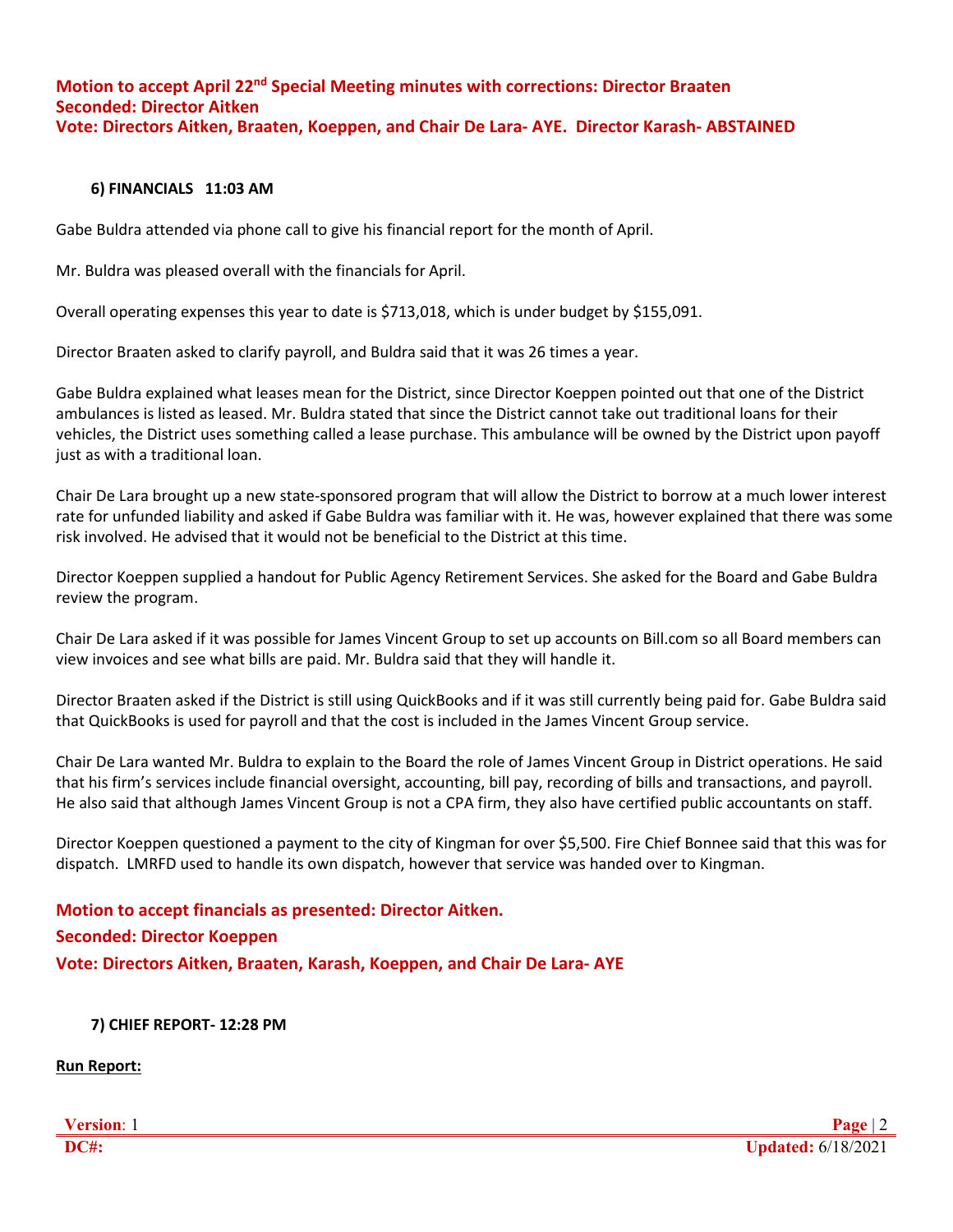**Motion to accept April 22nd Special Meeting minutes with corrections: Director Braaten**
**Seconded: Director Aitken**
**Vote: Directors Aitken, Braaten, Koeppen, and Chair De Lara- AYE. Director Karash- ABSTAINED**

### 6) FINANCIALS 11:03 AM

Gabe Buldra attended via phone call to give his financial report for the month of April.

Mr. Buldra was pleased overall with the financials for April.

Overall operating expenses this year to date is $713,018, which is under budget by $155,091.

Director Braaten asked to clarify payroll, and Buldra said that it was 26 times a year.

Gabe Buldra explained what leases mean for the District, since Director Koeppen pointed out that one of the District ambulances is listed as leased. Mr. Buldra stated that since the District cannot take out traditional loans for their vehicles, the District uses something called a lease purchase. This ambulance will be owned by the District upon payoff just as with a traditional loan.

Chair De Lara brought up a new state-sponsored program that will allow the District to borrow at a much lower interest rate for unfunded liability and asked if Gabe Buldra was familiar with it. He was, however explained that there was some risk involved. He advised that it would not be beneficial to the District at this time.

Director Koeppen supplied a handout for Public Agency Retirement Services. She asked for the Board and Gabe Buldra review the program.

Chair De Lara asked if it was possible for James Vincent Group to set up accounts on Bill.com so all Board members can view invoices and see what bills are paid. Mr. Buldra said that they will handle it.

Director Braaten asked if the District is still using QuickBooks and if it was still currently being paid for. Gabe Buldra said that QuickBooks is used for payroll and that the cost is included in the James Vincent Group service.

Chair De Lara wanted Mr. Buldra to explain to the Board the role of James Vincent Group in District operations. He said that his firm's services include financial oversight, accounting, bill pay, recording of bills and transactions, and payroll. He also said that although James Vincent Group is not a CPA firm, they also have certified public accountants on staff.

Director Koeppen questioned a payment to the city of Kingman for over $5,500. Fire Chief Bonnee said that this was for dispatch. LMRFD used to handle its own dispatch, however that service was handed over to Kingman.

**Motion to accept financials as presented: Director Aitken.**

**Seconded: Director Koeppen**

**Vote: Directors Aitken, Braaten, Karash, Koeppen, and Chair De Lara- AYE**

### 7) CHIEF REPORT- 12:28 PM

**Run Report:**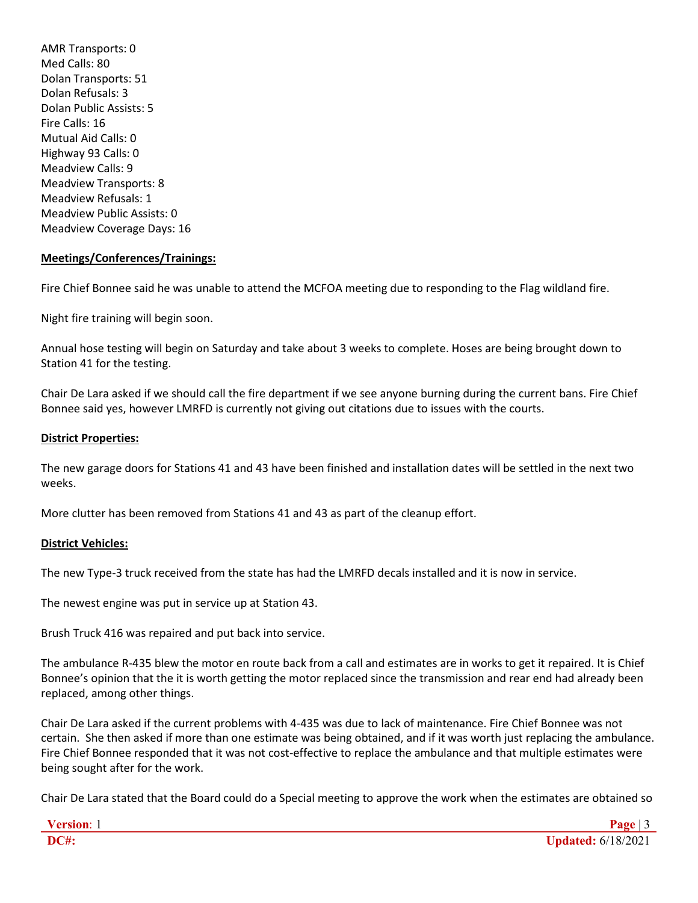AMR Transports: 0
Med Calls: 80
Dolan Transports: 51
Dolan Refusals: 3
Dolan Public Assists: 5
Fire Calls: 16
Mutual Aid Calls: 0
Highway 93 Calls: 0
Meadview Calls: 9
Meadview Transports: 8
Meadview Refusals: 1
Meadview Public Assists: 0
Meadview Coverage Days: 16

**Meetings/Conferences/Trainings:**

Fire Chief Bonnee said he was unable to attend the MCFOA meeting due to responding to the Flag wildland fire.

Night fire training will begin soon.

Annual hose testing will begin on Saturday and take about 3 weeks to complete. Hoses are being brought down to Station 41 for the testing.

Chair De Lara asked if we should call the fire department if we see anyone burning during the current bans. Fire Chief Bonnee said yes, however LMRFD is currently not giving out citations due to issues with the courts.

**District Properties:**

The new garage doors for Stations 41 and 43 have been finished and installation dates will be settled in the next two weeks.

More clutter has been removed from Stations 41 and 43 as part of the cleanup effort.

**District Vehicles:**

The new Type-3 truck received from the state has had the LMRFD decals installed and it is now in service.

The newest engine was put in service up at Station 43.

Brush Truck 416 was repaired and put back into service.

The ambulance R-435 blew the motor en route back from a call and estimates are in works to get it repaired. It is Chief Bonnee's opinion that the it is worth getting the motor replaced since the transmission and rear end had already been replaced, among other things.

Chair De Lara asked if the current problems with 4-435 was due to lack of maintenance. Fire Chief Bonnee was not certain. She then asked if more than one estimate was being obtained, and if it was worth just replacing the ambulance. Fire Chief Bonnee responded that it was not cost-effective to replace the ambulance and that multiple estimates were being sought after for the work.

Chair De Lara stated that the Board could do a Special meeting to approve the work when the estimates are obtained so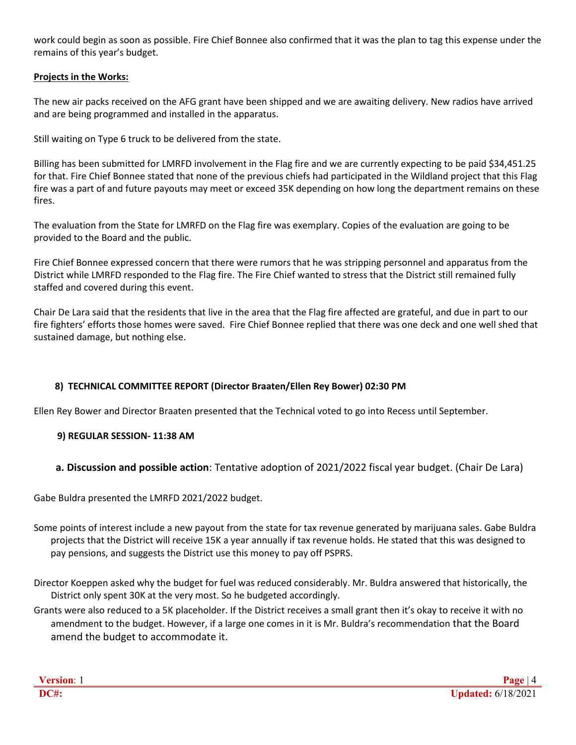work could begin as soon as possible. Fire Chief Bonnee also confirmed that it was the plan to tag this expense under the remains of this year's budget.

**Projects in the Works:**

The new air packs received on the AFG grant have been shipped and we are awaiting delivery. New radios have arrived and are being programmed and installed in the apparatus.

Still waiting on Type 6 truck to be delivered from the state.

Billing has been submitted for LMRFD involvement in the Flag fire and we are currently expecting to be paid $34,451.25 for that. Fire Chief Bonnee stated that none of the previous chiefs had participated in the Wildland project that this Flag fire was a part of and future payouts may meet or exceed 35K depending on how long the department remains on these fires.

The evaluation from the State for LMRFD on the Flag fire was exemplary. Copies of the evaluation are going to be provided to the Board and the public.

Fire Chief Bonnee expressed concern that there were rumors that he was stripping personnel and apparatus from the District while LMRFD responded to the Flag fire. The Fire Chief wanted to stress that the District still remained fully staffed and covered during this event.

Chair De Lara said that the residents that live in the area that the Flag fire affected are grateful, and due in part to our fire fighters' efforts those homes were saved. Fire Chief Bonnee replied that there was one deck and one well shed that sustained damage, but nothing else.

**8) TECHNICAL COMMITTEE REPORT (Director Braaten/Ellen Rey Bower) 02:30 PM**

Ellen Rey Bower and Director Braaten presented that the Technical voted to go into Recess until September.

**9) REGULAR SESSION- 11:38 AM**

**a. Discussion and possible action**: Tentative adoption of 2021/2022 fiscal year budget. (Chair De Lara)

Gabe Buldra presented the LMRFD 2021/2022 budget.

Some points of interest include a new payout from the state for tax revenue generated by marijuana sales. Gabe Buldra projects that the District will receive 15K a year annually if tax revenue holds. He stated that this was designed to pay pensions, and suggests the District use this money to pay off PSPRS.

Director Koeppen asked why the budget for fuel was reduced considerably. Mr. Buldra answered that historically, the District only spent 30K at the very most. So he budgeted accordingly.

Grants were also reduced to a 5K placeholder. If the District receives a small grant then it's okay to receive it with no amendment to the budget. However, if a large one comes in it is Mr. Buldra's recommendation that the Board amend the budget to accommodate it.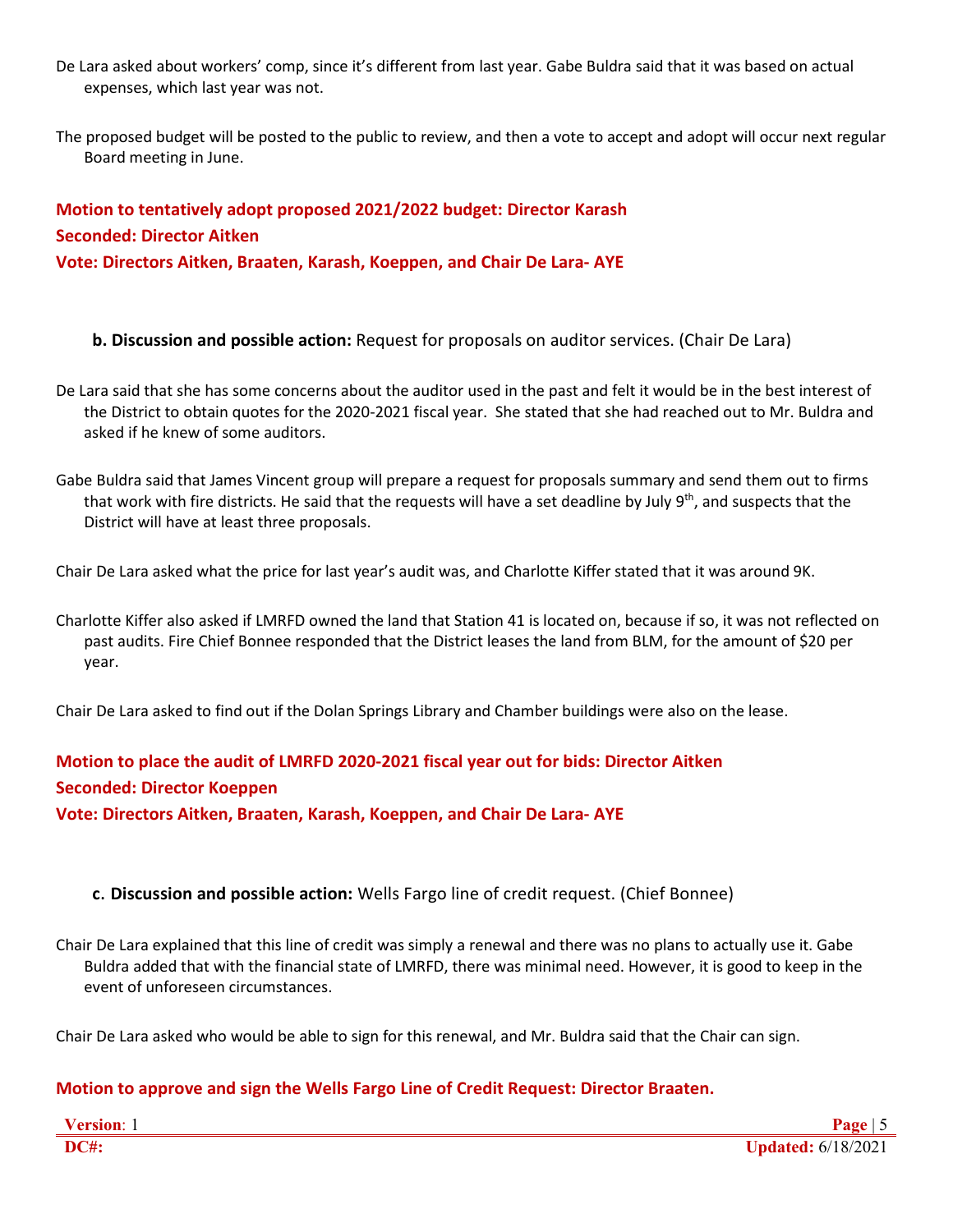De Lara asked about workers' comp, since it's different from last year. Gabe Buldra said that it was based on actual expenses, which last year was not.

The proposed budget will be posted to the public to review, and then a vote to accept and adopt will occur next regular Board meeting in June.

**Motion to tentatively adopt proposed 2021/2022 budget: Director Karash**
**Seconded: Director Aitken**
**Vote: Directors Aitken, Braaten, Karash, Koeppen, and Chair De Lara- AYE**

**b. Discussion and possible action:** Request for proposals on auditor services. (Chair De Lara)

De Lara said that she has some concerns about the auditor used in the past and felt it would be in the best interest of the District to obtain quotes for the 2020-2021 fiscal year. She stated that she had reached out to Mr. Buldra and asked if he knew of some auditors.

Gabe Buldra said that James Vincent group will prepare a request for proposals summary and send them out to firms that work with fire districts. He said that the requests will have a set deadline by July 9th, and suspects that the District will have at least three proposals.

Chair De Lara asked what the price for last year's audit was, and Charlotte Kiffer stated that it was around 9K.

Charlotte Kiffer also asked if LMRFD owned the land that Station 41 is located on, because if so, it was not reflected on past audits. Fire Chief Bonnee responded that the District leases the land from BLM, for the amount of $20 per year.

Chair De Lara asked to find out if the Dolan Springs Library and Chamber buildings were also on the lease.

**Motion to place the audit of LMRFD 2020-2021 fiscal year out for bids: Director Aitken**
**Seconded: Director Koeppen**
**Vote: Directors Aitken, Braaten, Karash, Koeppen, and Chair De Lara- AYE**

**c. Discussion and possible action:** Wells Fargo line of credit request. (Chief Bonnee)

Chair De Lara explained that this line of credit was simply a renewal and there was no plans to actually use it. Gabe Buldra added that with the financial state of LMRFD, there was minimal need. However, it is good to keep in the event of unforeseen circumstances.

Chair De Lara asked who would be able to sign for this renewal, and Mr. Buldra said that the Chair can sign.

**Motion to approve and sign the Wells Fargo Line of Credit Request: Director Braaten.**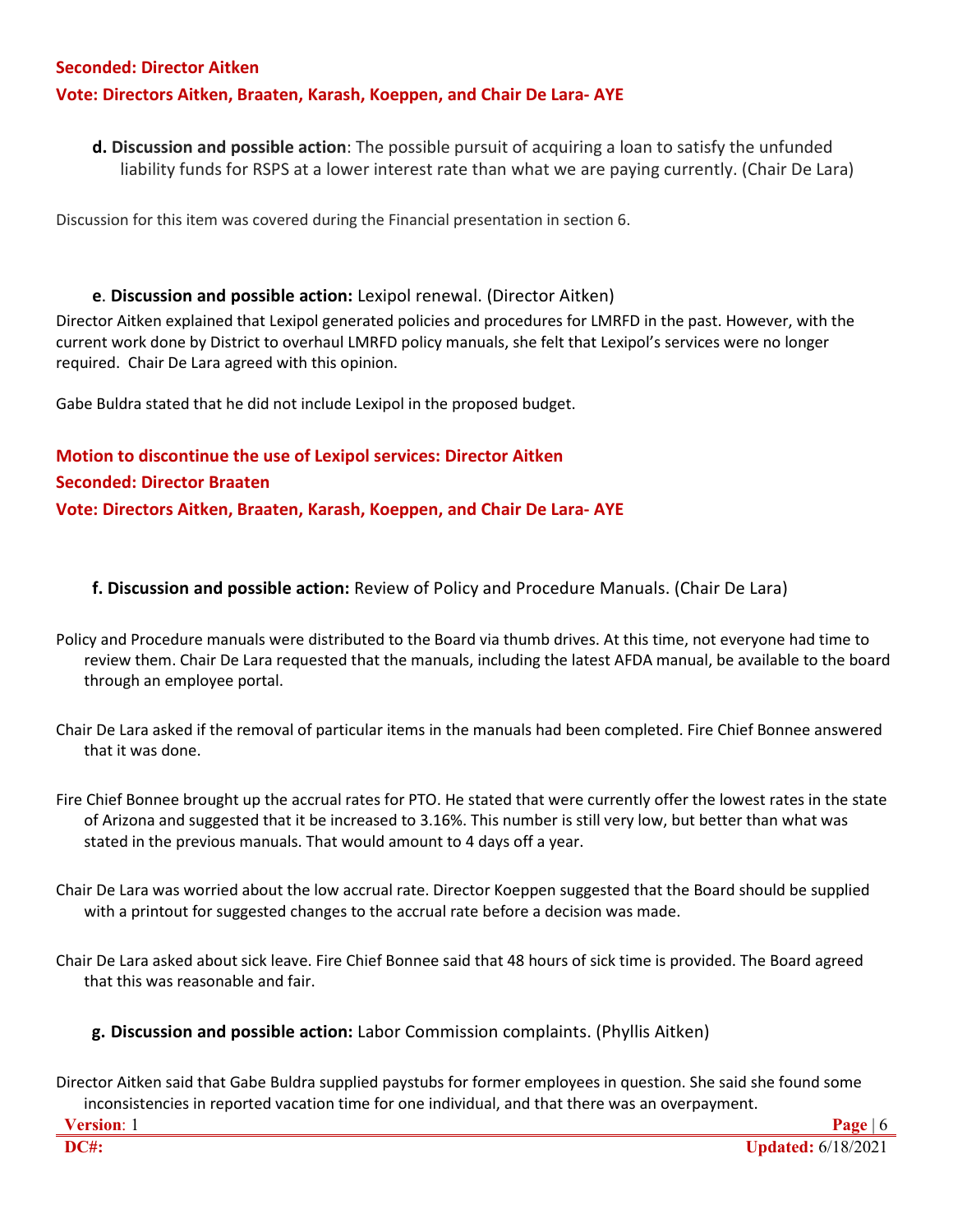**Seconded: Director Aitken**

**Vote: Directors Aitken, Braaten, Karash, Koeppen, and Chair De Lara- AYE**

**d. Discussion and possible action**: The possible pursuit of acquiring a loan to satisfy the unfunded liability funds for RSPS at a lower interest rate than what we are paying currently. (Chair De Lara)

Discussion for this item was covered during the Financial presentation in section 6.

**e**. **Discussion and possible action:** Lexipol renewal. (Director Aitken)

Director Aitken explained that Lexipol generated policies and procedures for LMRFD in the past. However, with the current work done by District to overhaul LMRFD policy manuals, she felt that Lexipol's services were no longer required. Chair De Lara agreed with this opinion.

Gabe Buldra stated that he did not include Lexipol in the proposed budget.

**Motion to discontinue the use of Lexipol services: Director Aitken**

**Seconded: Director Braaten**

**Vote: Directors Aitken, Braaten, Karash, Koeppen, and Chair De Lara- AYE**

**f. Discussion and possible action:** Review of Policy and Procedure Manuals. (Chair De Lara)

Policy and Procedure manuals were distributed to the Board via thumb drives. At this time, not everyone had time to review them. Chair De Lara requested that the manuals, including the latest AFDA manual, be available to the board through an employee portal.

Chair De Lara asked if the removal of particular items in the manuals had been completed. Fire Chief Bonnee answered that it was done.

Fire Chief Bonnee brought up the accrual rates for PTO. He stated that were currently offer the lowest rates in the state of Arizona and suggested that it be increased to 3.16%. This number is still very low, but better than what was stated in the previous manuals. That would amount to 4 days off a year.

Chair De Lara was worried about the low accrual rate. Director Koeppen suggested that the Board should be supplied with a printout for suggested changes to the accrual rate before a decision was made.

Chair De Lara asked about sick leave. Fire Chief Bonnee said that 48 hours of sick time is provided. The Board agreed that this was reasonable and fair.

**g. Discussion and possible action:** Labor Commission complaints. (Phyllis Aitken)

Director Aitken said that Gabe Buldra supplied paystubs for former employees in question. She said she found some inconsistencies in reported vacation time for one individual, and that there was an overpayment.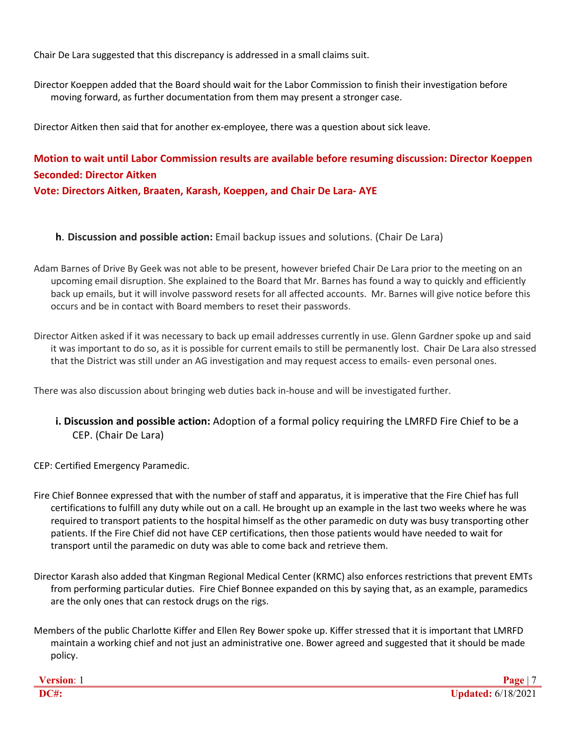Chair De Lara suggested that this discrepancy is addressed in a small claims suit.

Director Koeppen added that the Board should wait for the Labor Commission to finish their investigation before moving forward, as further documentation from them may present a stronger case.

Director Aitken then said that for another ex-employee, there was a question about sick leave.

**Motion to wait until Labor Commission results are available before resuming discussion: Director Koeppen**
**Seconded: Director Aitken**
**Vote: Directors Aitken, Braaten, Karash, Koeppen, and Chair De Lara- AYE**

**h. Discussion and possible action:** Email backup issues and solutions. (Chair De Lara)

Adam Barnes of Drive By Geek was not able to be present, however briefed Chair De Lara prior to the meeting on an upcoming email disruption. She explained to the Board that Mr. Barnes has found a way to quickly and efficiently back up emails, but it will involve password resets for all affected accounts. Mr. Barnes will give notice before this occurs and be in contact with Board members to reset their passwords.

Director Aitken asked if it was necessary to back up email addresses currently in use. Glenn Gardner spoke up and said it was important to do so, as it is possible for current emails to still be permanently lost. Chair De Lara also stressed that the District was still under an AG investigation and may request access to emails- even personal ones.

There was also discussion about bringing web duties back in-house and will be investigated further.

**i. Discussion and possible action:** Adoption of a formal policy requiring the LMRFD Fire Chief to be a CEP. (Chair De Lara)

CEP: Certified Emergency Paramedic.

Fire Chief Bonnee expressed that with the number of staff and apparatus, it is imperative that the Fire Chief has full certifications to fulfill any duty while out on a call. He brought up an example in the last two weeks where he was required to transport patients to the hospital himself as the other paramedic on duty was busy transporting other patients. If the Fire Chief did not have CEP certifications, then those patients would have needed to wait for transport until the paramedic on duty was able to come back and retrieve them.

Director Karash also added that Kingman Regional Medical Center (KRMC) also enforces restrictions that prevent EMTs from performing particular duties. Fire Chief Bonnee expanded on this by saying that, as an example, paramedics are the only ones that can restock drugs on the rigs.

Members of the public Charlotte Kiffer and Ellen Rey Bower spoke up. Kiffer stressed that it is important that LMRFD maintain a working chief and not just an administrative one. Bower agreed and suggested that it should be made policy.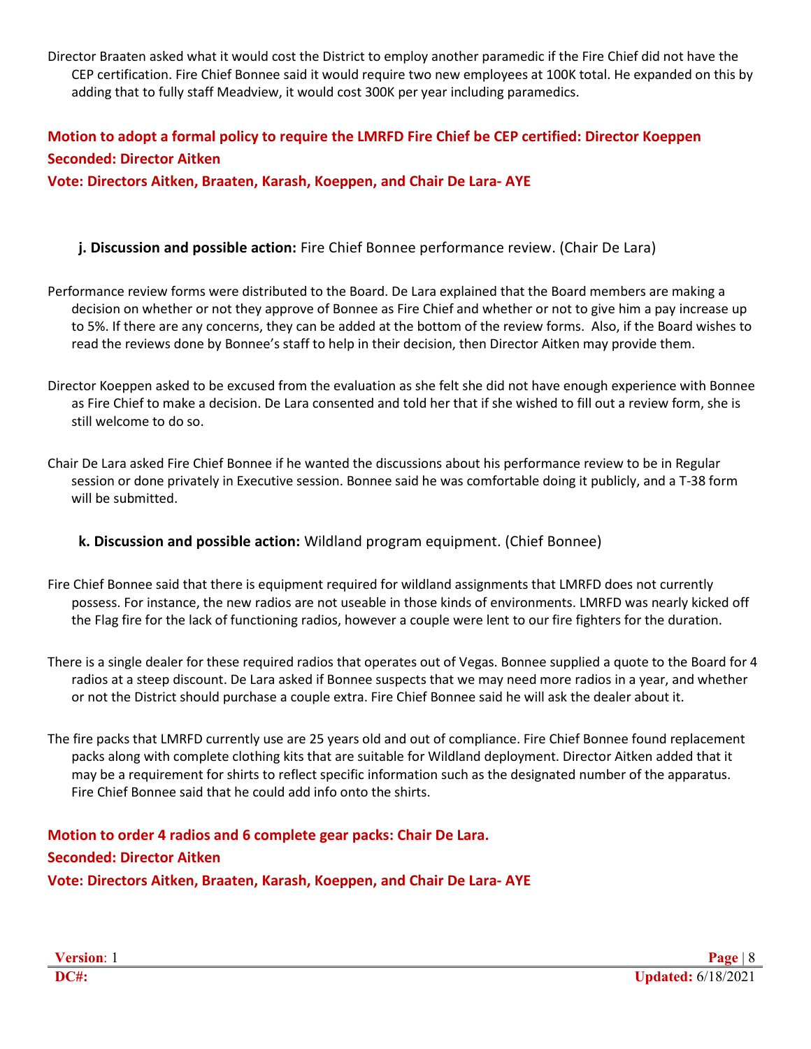Director Braaten asked what it would cost the District to employ another paramedic if the Fire Chief did not have the CEP certification. Fire Chief Bonnee said it would require two new employees at 100K total. He expanded on this by adding that to fully staff Meadview, it would cost 300K per year including paramedics.

**Motion to adopt a formal policy to require the LMRFD Fire Chief be CEP certified: Director Koeppen**
**Seconded: Director Aitken**
**Vote: Directors Aitken, Braaten, Karash, Koeppen, and Chair De Lara- AYE**

**j. Discussion and possible action:** Fire Chief Bonnee performance review. (Chair De Lara)

Performance review forms were distributed to the Board. De Lara explained that the Board members are making a decision on whether or not they approve of Bonnee as Fire Chief and whether or not to give him a pay increase up to 5%. If there are any concerns, they can be added at the bottom of the review forms. Also, if the Board wishes to read the reviews done by Bonnee's staff to help in their decision, then Director Aitken may provide them.

Director Koeppen asked to be excused from the evaluation as she felt she did not have enough experience with Bonnee as Fire Chief to make a decision. De Lara consented and told her that if she wished to fill out a review form, she is still welcome to do so.

Chair De Lara asked Fire Chief Bonnee if he wanted the discussions about his performance review to be in Regular session or done privately in Executive session. Bonnee said he was comfortable doing it publicly, and a T-38 form will be submitted.

**k. Discussion and possible action:** Wildland program equipment. (Chief Bonnee)

Fire Chief Bonnee said that there is equipment required for wildland assignments that LMRFD does not currently possess. For instance, the new radios are not useable in those kinds of environments. LMRFD was nearly kicked off the Flag fire for the lack of functioning radios, however a couple were lent to our fire fighters for the duration.

There is a single dealer for these required radios that operates out of Vegas. Bonnee supplied a quote to the Board for 4 radios at a steep discount. De Lara asked if Bonnee suspects that we may need more radios in a year, and whether or not the District should purchase a couple extra. Fire Chief Bonnee said he will ask the dealer about it.

The fire packs that LMRFD currently use are 25 years old and out of compliance. Fire Chief Bonnee found replacement packs along with complete clothing kits that are suitable for Wildland deployment. Director Aitken added that it may be a requirement for shirts to reflect specific information such as the designated number of the apparatus. Fire Chief Bonnee said that he could add info onto the shirts.

**Motion to order 4 radios and 6 complete gear packs: Chair De Lara.**
**Seconded: Director Aitken**
**Vote: Directors Aitken, Braaten, Karash, Koeppen, and Chair De Lara- AYE**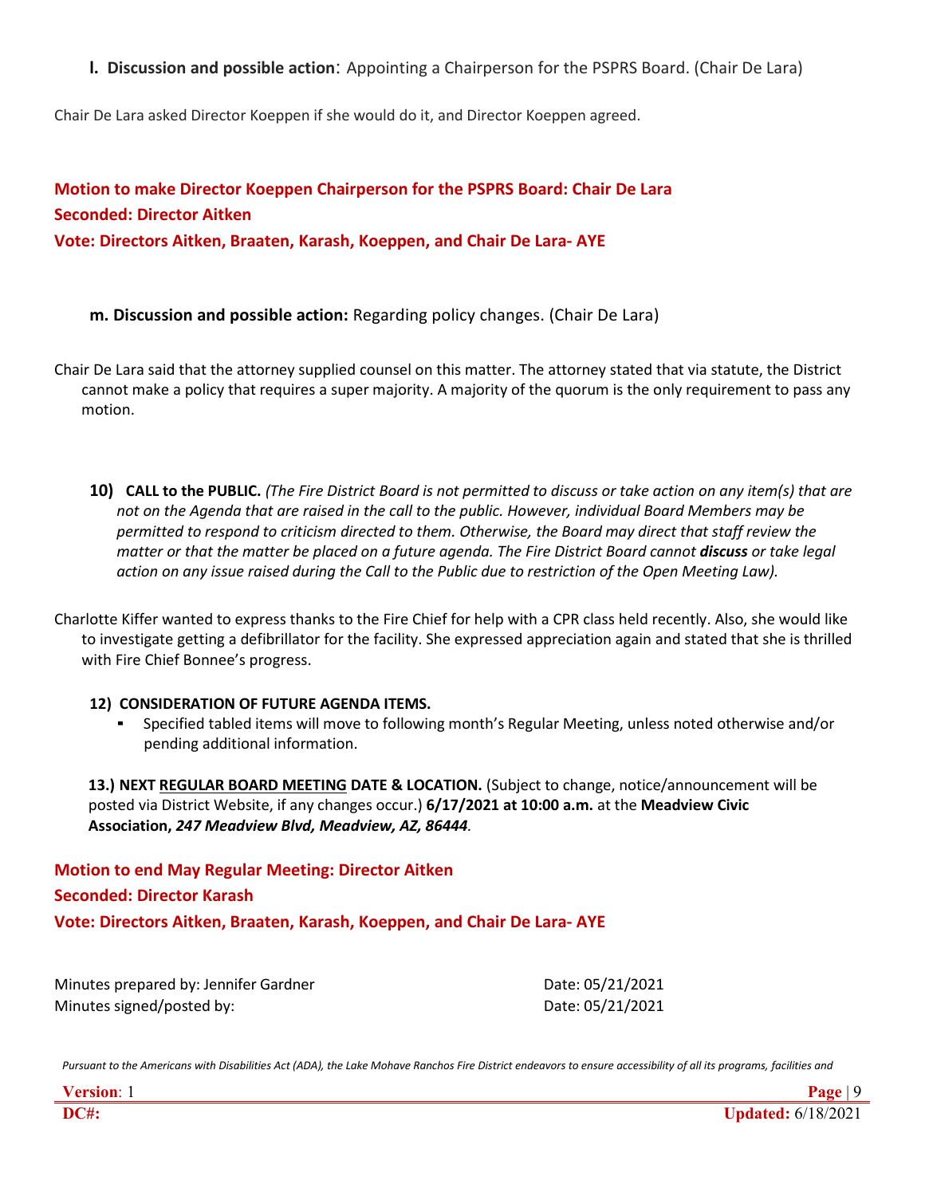**l. Discussion and possible action**: Appointing a Chairperson for the PSPRS Board. (Chair De Lara)

Chair De Lara asked Director Koeppen if she would do it, and Director Koeppen agreed.

**Motion to make Director Koeppen Chairperson for the PSPRS Board: Chair De Lara**
**Seconded: Director Aitken**
**Vote: Directors Aitken, Braaten, Karash, Koeppen, and Chair De Lara- AYE**

**m. Discussion and possible action:** Regarding policy changes. (Chair De Lara)

Chair De Lara said that the attorney supplied counsel on this matter. The attorney stated that via statute, the District cannot make a policy that requires a super majority. A majority of the quorum is the only requirement to pass any motion.

**10) CALL to the PUBLIC.** *(The Fire District Board is not permitted to discuss or take action on any item(s) that are not on the Agenda that are raised in the call to the public. However, individual Board Members may be permitted to respond to criticism directed to them. Otherwise, the Board may direct that staff review the matter or that the matter be placed on a future agenda. The Fire District Board cannot* ***discuss*** *or take legal action on any issue raised during the Call to the Public due to restriction of the Open Meeting Law).*

Charlotte Kiffer wanted to express thanks to the Fire Chief for help with a CPR class held recently. Also, she would like to investigate getting a defibrillator for the facility. She expressed appreciation again and stated that she is thrilled with Fire Chief Bonnee's progress.

**12) CONSIDERATION OF FUTURE AGENDA ITEMS.**

- Specified tabled items will move to following month's Regular Meeting, unless noted otherwise and/or pending additional information.

**13.) NEXT REGULAR BOARD MEETING DATE & LOCATION.** (Subject to change, notice/announcement will be posted via District Website, if any changes occur.) **6/17/2021 at 10:00 a.m.** at the **Meadview Civic Association,** ***247 Meadview Blvd, Meadview, AZ, 86444***.

**Motion to end May Regular Meeting: Director Aitken**
**Seconded: Director Karash**
**Vote: Directors Aitken, Braaten, Karash, Koeppen, and Chair De Lara- AYE**

Minutes prepared by: Jennifer Gardner    Date: 05/21/2021
Minutes signed/posted by:    Date: 05/21/2021

*Pursuant to the Americans with Disabilities Act (ADA), the Lake Mohave Ranchos Fire District endeavors to ensure accessibility of all its programs, facilities and*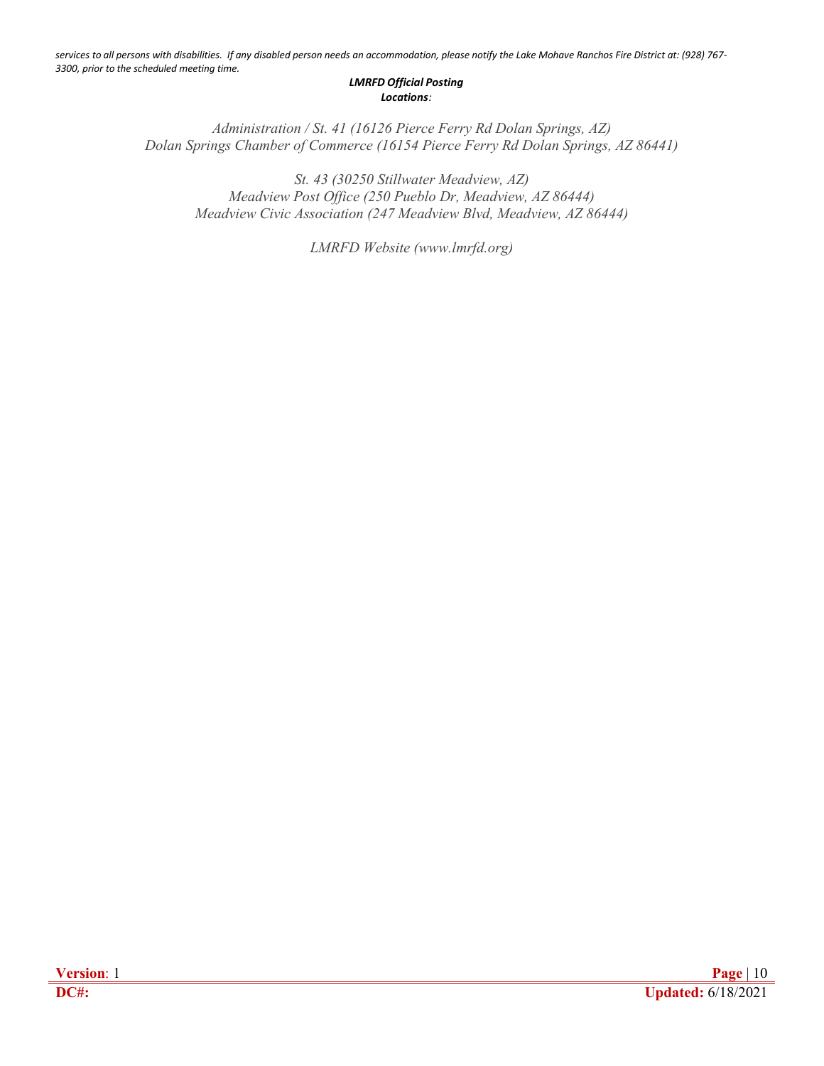*services to all persons with disabilities. If any disabled person needs an accommodation, please notify the Lake Mohave Ranchos Fire District at: (928) 767-3300, prior to the scheduled meeting time.*

***LMRFD Official Posting Locations:***

*Administration / St. 41 (16126 Pierce Ferry Rd Dolan Springs, AZ)*
*Dolan Springs Chamber of Commerce (16154 Pierce Ferry Rd Dolan Springs, AZ 86441)*

*St. 43 (30250 Stillwater Meadview, AZ)*
*Meadview Post Office (250 Pueblo Dr, Meadview, AZ 86444)*
*Meadview Civic Association (247 Meadview Blvd, Meadview, AZ 86444)*

*LMRFD Website (www.lmrfd.org)*